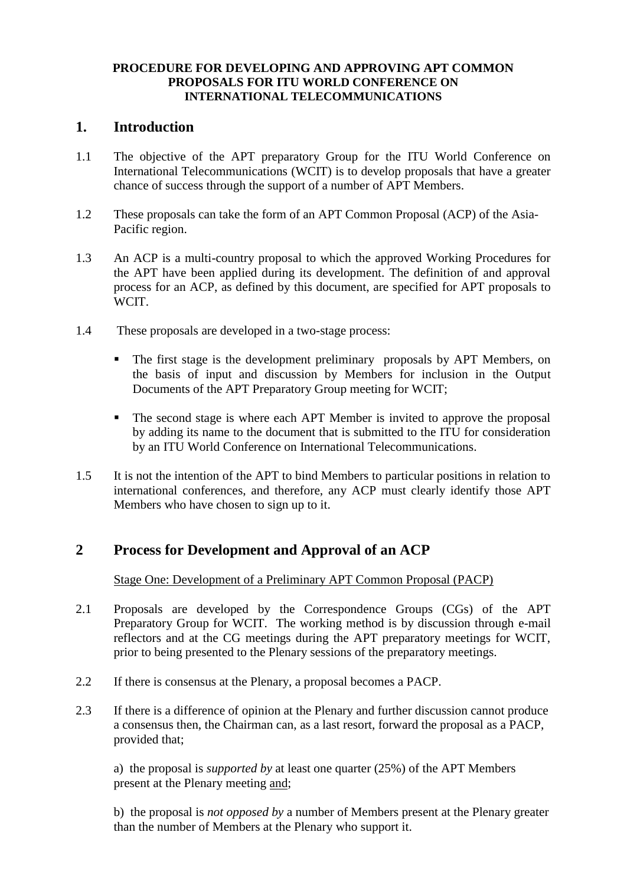**PROCEDURE FOR DEVELOPING AND APPROVING APT COMMON PROPOSALS FOR ITU WORLD CONFERENCE ON INTERNATIONAL TELECOMMUNICATIONS**

# 1. Introduction

1.1 The objective of the APT preparatory Group for the ITU World Conference on International Telecommunications (WCIT) is to develop proposals that have a greater chance of success through the support of a number of APT Members.

1.2 These proposals can take the form of an APT Common Proposal (ACP) of the Asia-Pacific region.

1.3 An ACP is a multi-country proposal to which the approved Working Procedures for the APT have been applied during its development. The definition of and approval process for an ACP, as defined by this document, are specified for APT proposals to WCIT.

1.4 These proposals are developed in a two-stage process:

- The first stage is the development preliminary proposals by APT Members, on the basis of input and discussion by Members for inclusion in the Output Documents of the APT Preparatory Group meeting for WCIT;
- The second stage is where each APT Member is invited to approve the proposal by adding its name to the document that is submitted to the ITU for consideration by an ITU World Conference on International Telecommunications.

1.5 It is not the intention of the APT to bind Members to particular positions in relation to international conferences, and therefore, any ACP must clearly identify those APT Members who have chosen to sign up to it.

# 2 Process for Development and Approval of an ACP

Stage One: Development of a Preliminary APT Common Proposal (PACP)

2.1 Proposals are developed by the Correspondence Groups (CGs) of the APT Preparatory Group for WCIT. The working method is by discussion through e-mail reflectors and at the CG meetings during the APT preparatory meetings for WCIT, prior to being presented to the Plenary sessions of the preparatory meetings.

2.2 If there is consensus at the Plenary, a proposal becomes a PACP.

2.3 If there is a difference of opinion at the Plenary and further discussion cannot produce a consensus then, the Chairman can, as a last resort, forward the proposal as a PACP, provided that;

a) the proposal is *supported by* at least one quarter (25%) of the APT Members present at the Plenary meeting and;

b) the proposal is *not opposed by* a number of Members present at the Plenary greater than the number of Members at the Plenary who support it.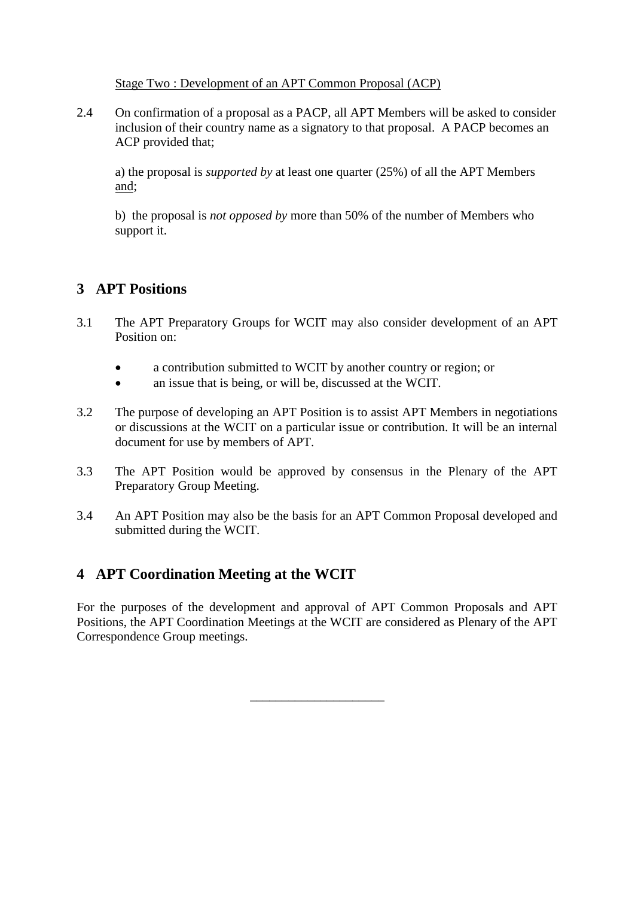<u>Stage Two : Development of an APT Common Proposal (ACP)</u>

2.4 On confirmation of a proposal as a PACP, all APT Members will be asked to consider inclusion of their country name as a signatory to that proposal. A PACP becomes an ACP provided that;

a) the proposal is *supported by* at least one quarter (25%) of all the APT Members <u>and</u>;

b) the proposal is *not opposed by* more than 50% of the number of Members who support it.

## 3 APT Positions

3.1 The APT Preparatory Groups for WCIT may also consider development of an APT Position on:

- a contribution submitted to WCIT by another country or region; or
- an issue that is being, or will be, discussed at the WCIT.

3.2 The purpose of developing an APT Position is to assist APT Members in negotiations or discussions at the WCIT on a particular issue or contribution. It will be an internal document for use by members of APT.

3.3 The APT Position would be approved by consensus in the Plenary of the APT Preparatory Group Meeting.

3.4 An APT Position may also be the basis for an APT Common Proposal developed and submitted during the WCIT.

## 4 APT Coordination Meeting at the WCIT

For the purposes of the development and approval of APT Common Proposals and APT Positions, the APT Coordination Meetings at the WCIT are considered as Plenary of the APT Correspondence Group meetings.

\_\_\_\_\_\_\_\_\_\_\_\_\_\_\_\_\_\_\_\_